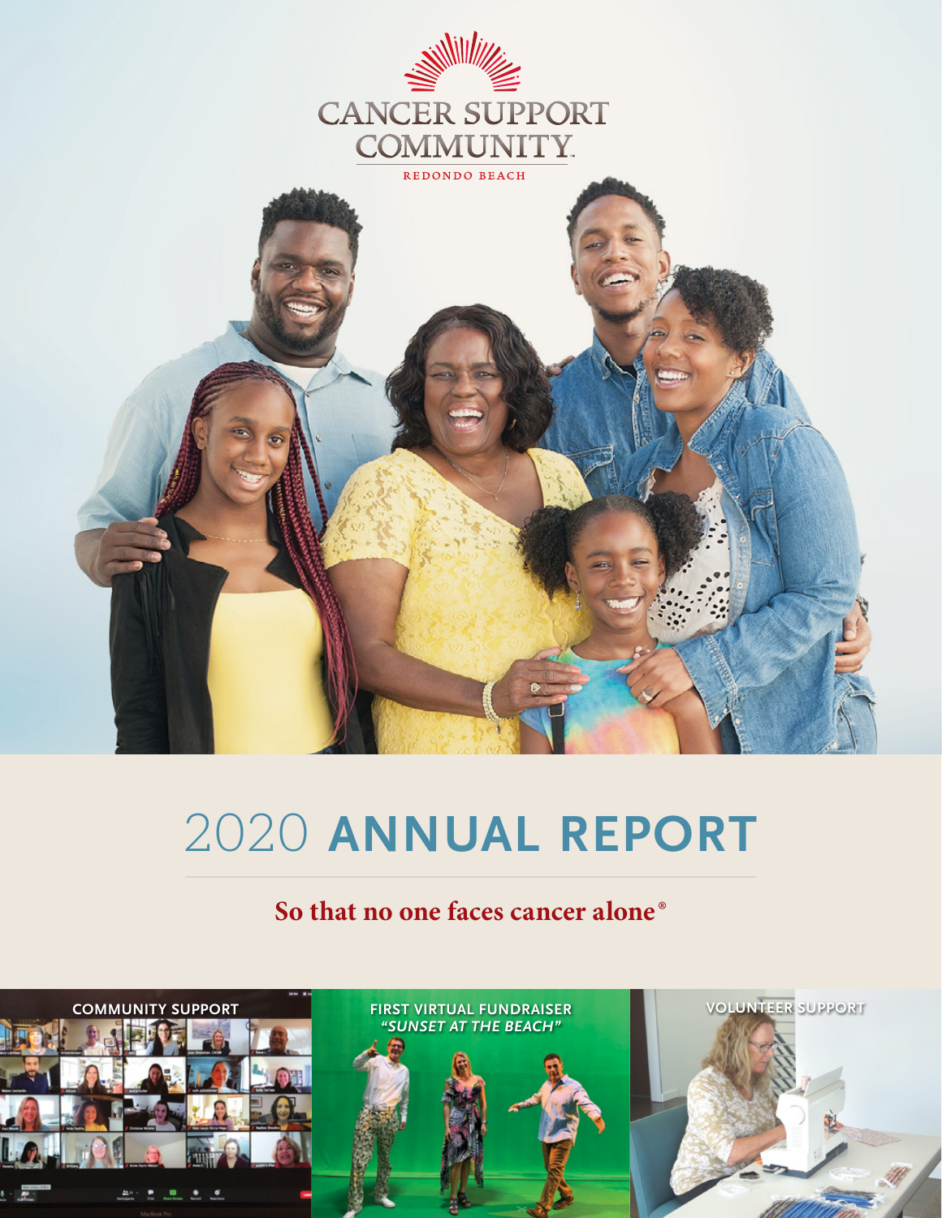CANCER SUPPORT COMMUNITY

REDONDO BEACH

# 2020 ANNUAL REPORT

**So that no one faces cancer alone®**

COMMUNITY SUPPORT

FIRST VIRTUAL FUNDRAISER *"SUNSET AT THE BEACH"*

VOLUNTEER SUPPORT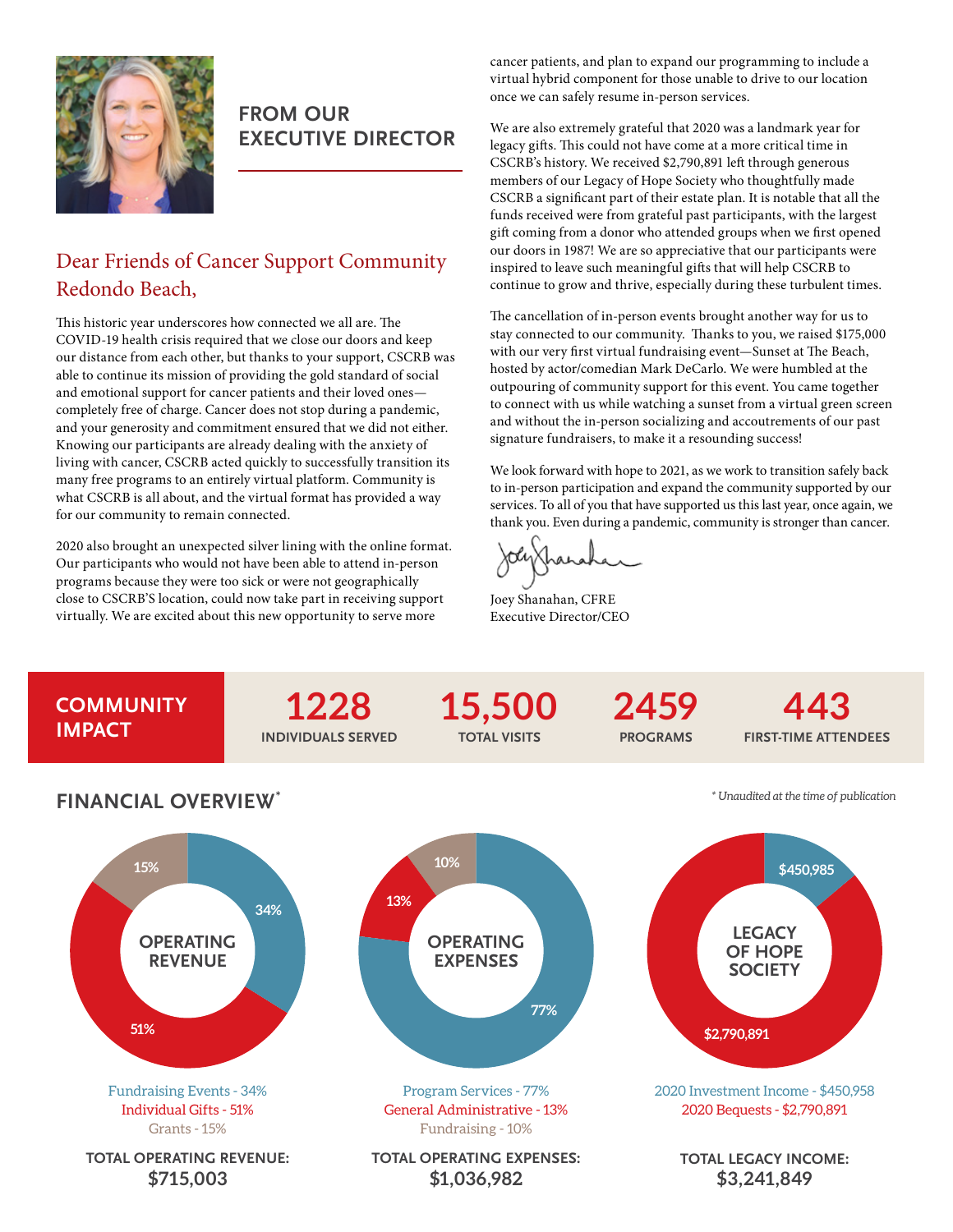## FROM OUR EXECUTIVE DIRECTOR

### Dear Friends of Cancer Support Community Redondo Beach,

This historic year underscores how connected we all are. The COVID-19 health crisis required that we close our doors and keep our distance from each other, but thanks to your support, CSCRB was able to continue its mission of providing the gold standard of social and emotional support for cancer patients and their loved ones—completely free of charge. Cancer does not stop during a pandemic, and your generosity and commitment ensured that we did not either. Knowing our participants are already dealing with the anxiety of living with cancer, CSCRB acted quickly to successfully transition its many free programs to an entirely virtual platform. Community is what CSCRB is all about, and the virtual format has provided a way for our community to remain connected.

2020 also brought an unexpected silver lining with the online format. Our participants who would not have been able to attend in-person programs because they were too sick or were not geographically close to CSCRB'S location, could now take part in receiving support virtually. We are excited about this new opportunity to serve more cancer patients, and plan to expand our programming to include a virtual hybrid component for those unable to drive to our location once we can safely resume in-person services.

We are also extremely grateful that 2020 was a landmark year for legacy gifts. This could not have come at a more critical time in CSCRB's history. We received $2,790,891 left through generous members of our Legacy of Hope Society who thoughtfully made CSCRB a significant part of their estate plan. It is notable that all the funds received were from grateful past participants, with the largest gift coming from a donor who attended groups when we first opened our doors in 1987! We are so appreciative that our participants were inspired to leave such meaningful gifts that will help CSCRB to continue to grow and thrive, especially during these turbulent times.

The cancellation of in-person events brought another way for us to stay connected to our community. Thanks to you, we raised $175,000 with our very first virtual fundraising event—Sunset at The Beach, hosted by actor/comedian Mark DeCarlo. We were humbled at the outpouring of community support for this event. You came together to connect with us while watching a sunset from a virtual green screen and without the in-person socializing and accoutrements of our past signature fundraisers, to make it a resounding success!

We look forward with hope to 2021, as we work to transition safely back to in-person participation and expand the community supported by our services. To all of you that have supported us this last year, once again, we thank you. Even during a pandemic, community is stronger than cancer.

Joey Shanahan, CFRE
Executive Director/CEO

## COMMUNITY IMPACT

| 1228 | 15,500 | 2459 | 443 |
|---|---|---|---|
| INDIVIDUALS SERVED | TOTAL VISITS | PROGRAMS | FIRST-TIME ATTENDEES |

## FINANCIAL OVERVIEW*

*\* Unaudited at the time of publication*

### OPERATING REVENUE

- Fundraising Events - 34%
- Individual Gifts - 51%
- Grants - 15%

**TOTAL OPERATING REVENUE: $715,003**

### OPERATING EXPENSES

- Program Services - 77%
- General Administrative - 13%
- Fundraising - 10%

**TOTAL OPERATING EXPENSES: $1,036,982**

### LEGACY OF HOPE SOCIETY

Chart labels: $450,985; $2,790,891

- 2020 Investment Income - $450,958
- 2020 Bequests - $2,790,891

**TOTAL LEGACY INCOME: $3,241,849**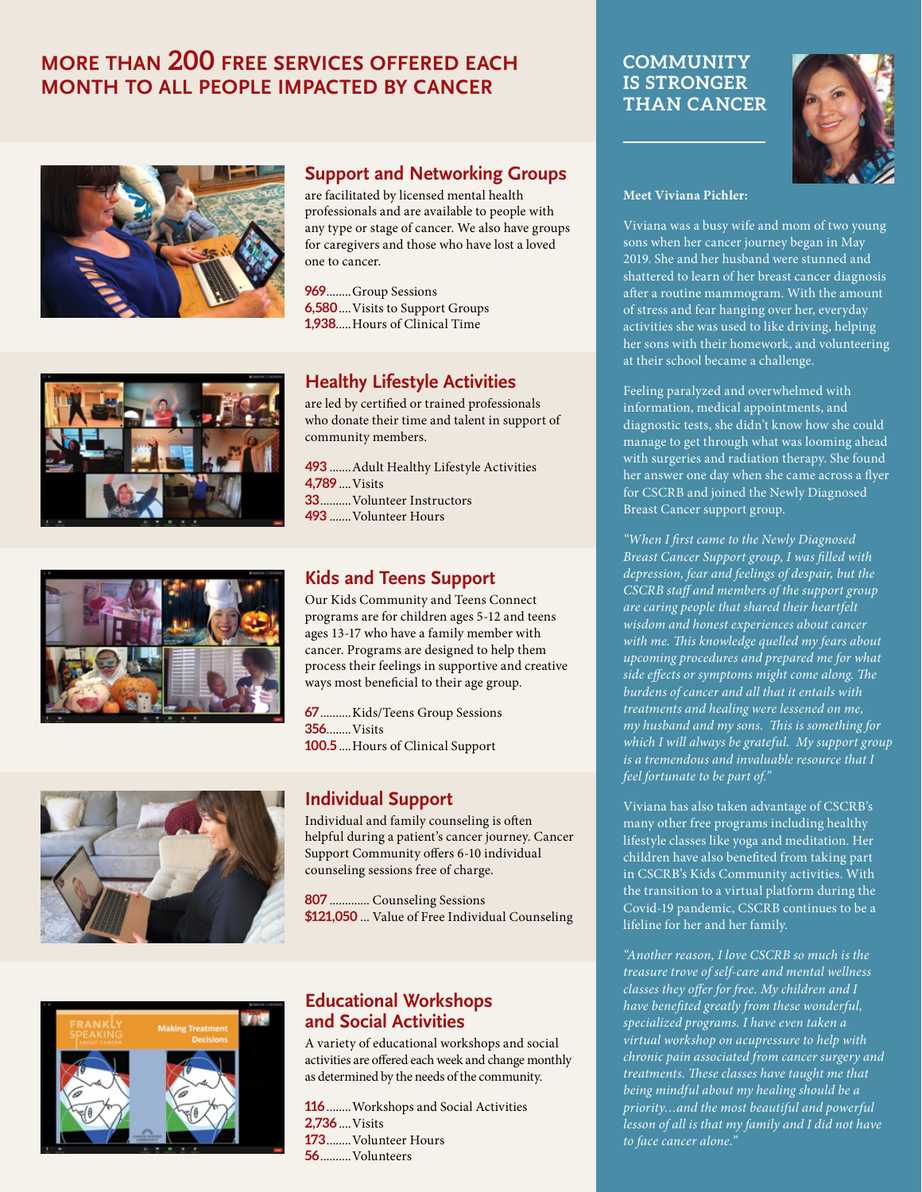# MORE THAN 200 FREE SERVICES OFFERED EACH MONTH TO ALL PEOPLE IMPACTED BY CANCER

## Support and Networking Groups

are facilitated by licensed mental health professionals and are available to people with any type or stage of cancer. We also have groups for caregivers and those who have lost a loved one to cancer.

**969**........Group Sessions
**6,580**....Visits to Support Groups
**1,938**.....Hours of Clinical Time

## Healthy Lifestyle Activities

are led by certified or trained professionals who donate their time and talent in support of community members.

**493**.......Adult Healthy Lifestyle Activities
**4,789**....Visits
**33**..........Volunteer Instructors
**493**.......Volunteer Hours

## Kids and Teens Support

Our Kids Community and Teens Connect programs are for children ages 5-12 and teens ages 13-17 who have a family member with cancer. Programs are designed to help them process their feelings in supportive and creative ways most beneficial to their age group.

**67**..........Kids/Teens Group Sessions
**356**........Visits
**100.5**....Hours of Clinical Support

## Individual Support

Individual and family counseling is often helpful during a patient's cancer journey. Cancer Support Community offers 6-10 individual counseling sessions free of charge.

**807** ............. Counseling Sessions
**$121,050** ... Value of Free Individual Counseling

## Educational Workshops and Social Activities

A variety of educational workshops and social activities are offered each week and change monthly as determined by the needs of the community.

**116**........Workshops and Social Activities
**2,736**....Visits
**173**........Volunteer Hours
**56**..........Volunteers

# COMMUNITY IS STRONGER THAN CANCER

**Meet Viviana Pichler:**

Viviana was a busy wife and mom of two young sons when her cancer journey began in May 2019. She and her husband were stunned and shattered to learn of her breast cancer diagnosis after a routine mammogram. With the amount of stress and fear hanging over her, everyday activities she was used to like driving, helping her sons with their homework, and volunteering at their school became a challenge.

Feeling paralyzed and overwhelmed with information, medical appointments, and diagnostic tests, she didn't know how she could manage to get through what was looming ahead with surgeries and radiation therapy. She found her answer one day when she came across a flyer for CSCRB and joined the Newly Diagnosed Breast Cancer support group.

*"When I first came to the Newly Diagnosed Breast Cancer Support group, I was filled with depression, fear and feelings of despair, but the CSCRB staff and members of the support group are caring people that shared their heartfelt wisdom and honest experiences about cancer with me. This knowledge quelled my fears about upcoming procedures and prepared me for what side effects or symptoms might come along. The burdens of cancer and all that it entails with treatments and healing were lessened on me, my husband and my sons. This is something for which I will always be grateful. My support group is a tremendous and invaluable resource that I feel fortunate to be part of."*

Viviana has also taken advantage of CSCRB's many other free programs including healthy lifestyle classes like yoga and meditation. Her children have also benefited from taking part in CSCRB's Kids Community activities. With the transition to a virtual platform during the Covid-19 pandemic, CSCRB continues to be a lifeline for her and her family.

*"Another reason, I love CSCRB so much is the treasure trove of self-care and mental wellness classes they offer for free. My children and I have benefited greatly from these wonderful, specialized programs. I have even taken a virtual workshop on acupressure to help with chronic pain associated from cancer surgery and treatments. These classes have taught me that being mindful about my healing should be a priority…and the most beautiful and powerful lesson of all is that my family and I did not have to face cancer alone."*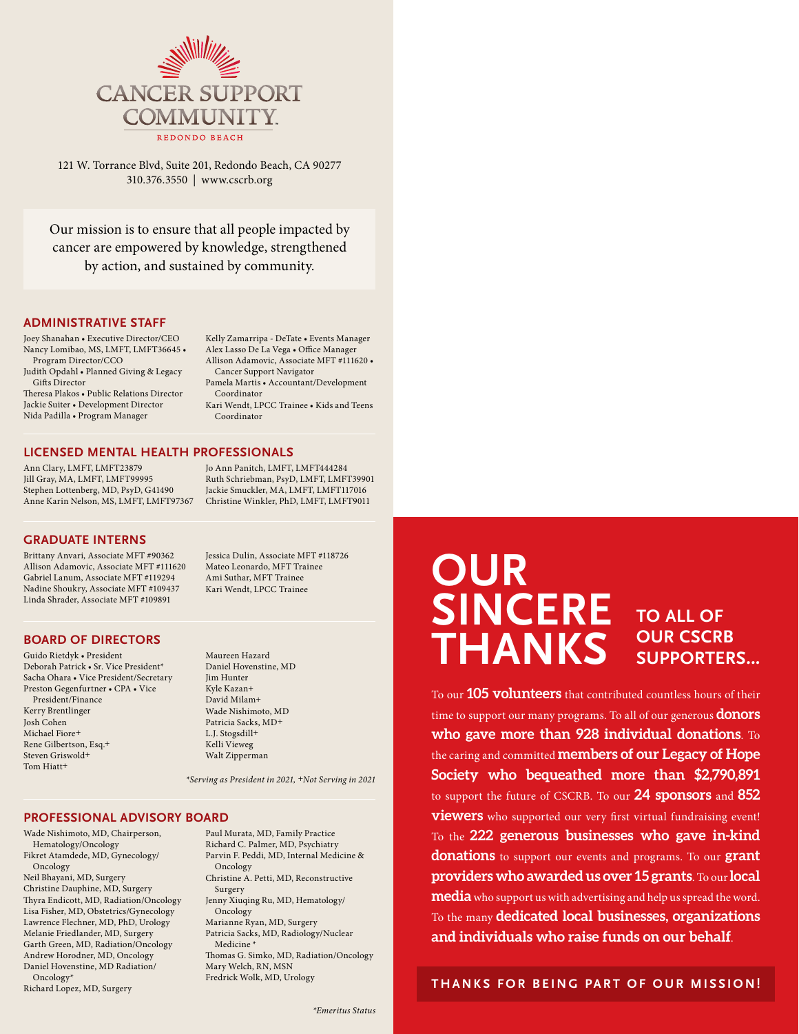CANCER SUPPORT COMMUNITY

REDONDO BEACH

121 W. Torrance Blvd, Suite 201, Redondo Beach, CA 90277
310.376.3550 | www.cscrb.org

Our mission is to ensure that all people impacted by cancer are empowered by knowledge, strengthened by action, and sustained by community.

## ADMINISTRATIVE STAFF

Joey Shanahan • Executive Director/CEO
Nancy Lomibao, MS, LMFT, LMFT36645 • Program Director/CCO
Judith Opdahl • Planned Giving & Legacy Gifts Director
Theresa Plakos • Public Relations Director
Jackie Suiter • Development Director
Nida Padilla • Program Manager
Kelly Zamarripa - DeTate • Events Manager
Alex Lasso De La Vega • Office Manager
Allison Adamovic, Associate MFT #111620 • Cancer Support Navigator
Pamela Martis • Accountant/Development Coordinator
Kari Wendt, LPCC Trainee • Kids and Teens Coordinator

## LICENSED MENTAL HEALTH PROFESSIONALS

Ann Clary, LMFT, LMFT23879
Jill Gray, MA, LMFT, LMFT99995
Stephen Lottenberg, MD, PsyD, G41490
Anne Karin Nelson, MS, LMFT, LMFT97367
Jo Ann Panitch, LMFT, LMFT444284
Ruth Schriebman, PsyD, LMFT, LMFT39901
Jackie Smuckler, MA, LMFT, LMFT117016
Christine Winkler, PhD, LMFT, LMFT9011

## GRADUATE INTERNS

Brittany Anvari, Associate MFT #90362
Allison Adamovic, Associate MFT #111620
Gabriel Lanum, Associate MFT #119294
Nadine Shoukry, Associate MFT #109437
Linda Shrader, Associate MFT #109891
Jessica Dulin, Associate MFT #118726
Mateo Leonardo, MFT Trainee
Ami Suthar, MFT Trainee
Kari Wendt, LPCC Trainee

## BOARD OF DIRECTORS

Guido Rietdyk • President
Deborah Patrick • Sr. Vice President*
Sacha Ohara • Vice President/Secretary
Preston Gegenfurtner • CPA • Vice President/Finance
Kerry Brentlinger
Josh Cohen
Michael Fiore+
Rene Gilbertson, Esq.+
Steven Griswold+
Tom Hiatt+
Maureen Hazard
Daniel Hovenstine, MD
Jim Hunter
Kyle Kazan+
David Milam+
Wade Nishimoto, MD
Patricia Sacks, MD+
L.J. Stogsdill+
Kelli Vieweg
Walt Zipperman

*\*Serving as President in 2021, +Not Serving in 2021*

## PROFESSIONAL ADVISORY BOARD

Wade Nishimoto, MD, Chairperson, Hematology/Oncology
Fikret Atamdede, MD, Gynecology/Oncology
Neil Bhayani, MD, Surgery
Christine Dauphine, MD, Surgery
Thyra Endicott, MD, Radiation/Oncology
Lisa Fisher, MD, Obstetrics/Gynecology
Lawrence Flechner, MD, PhD, Urology
Melanie Friedlander, MD, Surgery
Garth Green, MD, Radiation/Oncology
Andrew Horodner, MD, Oncology
Daniel Hovenstine, MD Radiation/Oncology*
Richard Lopez, MD, Surgery
Paul Murata, MD, Family Practice
Richard C. Palmer, MD, Psychiatry
Parvin F. Peddi, MD, Internal Medicine & Oncology
Christine A. Petti, MD, Reconstructive Surgery
Jenny Xiuqing Ru, MD, Hematology/Oncology
Marianne Ryan, MD, Surgery
Patricia Sacks, MD, Radiology/Nuclear Medicine *
Thomas G. Simko, MD, Radiation/Oncology
Mary Welch, RN, MSN
Fredrick Wolk, MD, Urology

*\*Emeritus Status*

# OUR SINCERE THANKS TO ALL OF OUR CSCRB SUPPORTERS...

To our **105 volunteers** that contributed countless hours of their time to support our many programs. To all of our generous **donors who gave more than 928 individual donations**. To the caring and committed **members of our Legacy of Hope Society who bequeathed more than $2,790,891** to support the future of CSCRB. To our **24 sponsors** and **852 viewers** who supported our very first virtual fundraising event! To the **222 generous businesses who gave in-kind donations** to support our events and programs. To our **grant providers who awarded us over 15 grants**. To our **local media** who support us with advertising and help us spread the word. To the many **dedicated local businesses, organizations and individuals who raise funds on our behalf**.

**THANKS FOR BEING PART OF OUR MISSION!**